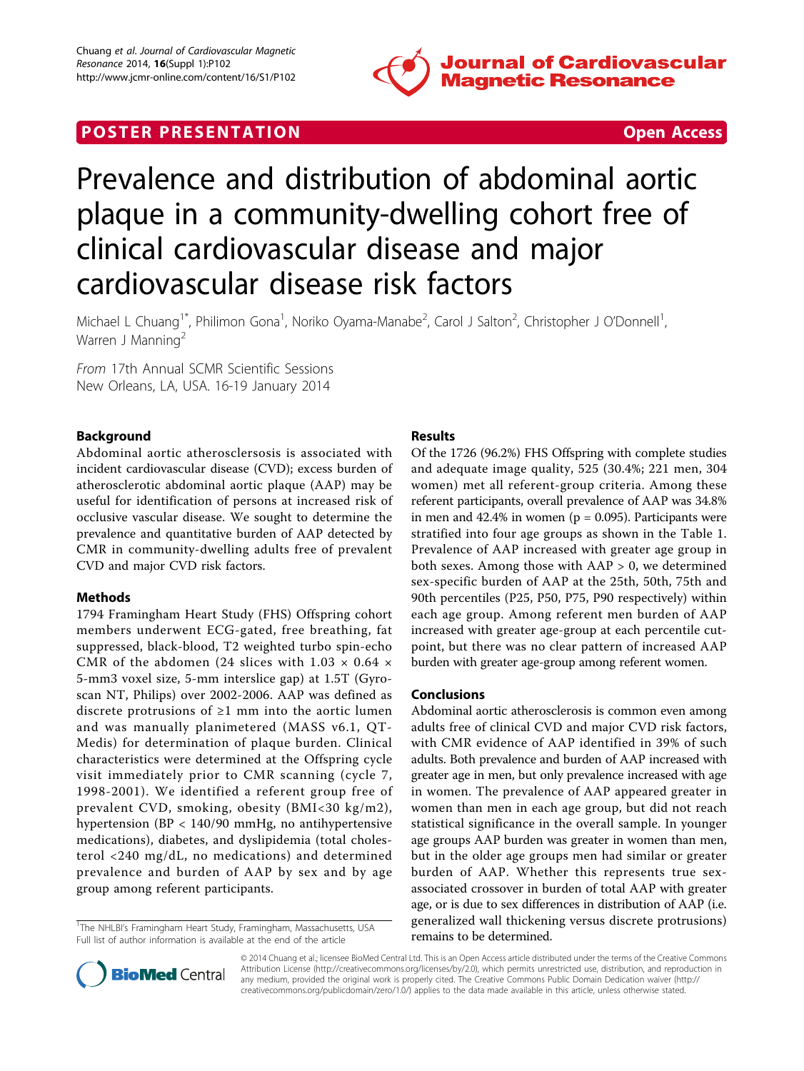POSTER PRESENTATION Open Access

# Prevalence and distribution of abdominal aortic plaque in a community-dwelling cohort free of clinical cardiovascular disease and major cardiovascular disease risk factors

Michael L Chuang[1*], Philimon Gona[1], Noriko Oyama-Manabe[2], Carol J Salton[2], Christopher J O'Donnell[1], Warren J Manning[2]

*From* 17th Annual SCMR Scientific Sessions
New Orleans, LA, USA. 16-19 January 2014

## Background

Abdominal aortic atherosclersosis is associated with incident cardiovascular disease (CVD); excess burden of atherosclerotic abdominal aortic plaque (AAP) may be useful for identification of persons at increased risk of occlusive vascular disease. We sought to determine the prevalence and quantitative burden of AAP detected by CMR in community-dwelling adults free of prevalent CVD and major CVD risk factors.

## Methods

1794 Framingham Heart Study (FHS) Offspring cohort members underwent ECG-gated, free breathing, fat suppressed, black-blood, T2 weighted turbo spin-echo CMR of the abdomen (24 slices with $1.03 \times 0.64 \times$ 5-mm3 voxel size, 5-mm interslice gap) at 1.5T (Gyroscan NT, Philips) over 2002-2006. AAP was defined as discrete protrusions of ≥1 mm into the aortic lumen and was manually planimetered (MASS v6.1, QT-Medis) for determination of plaque burden. Clinical characteristics were determined at the Offspring cycle visit immediately prior to CMR scanning (cycle 7, 1998-2001). We identified a referent group free of prevalent CVD, smoking, obesity (BMI<30 kg/m2), hypertension (BP < 140/90 mmHg, no antihypertensive medications), diabetes, and dyslipidemia (total cholesterol <240 mg/dL, no medications) and determined prevalence and burden of AAP by sex and by age group among referent participants.

## Results

Of the 1726 (96.2%) FHS Offspring with complete studies and adequate image quality, 525 (30.4%; 221 men, 304 women) met all referent-group criteria. Among these referent participants, overall prevalence of AAP was 34.8% in men and 42.4% in women ($p = 0.095$). Participants were stratified into four age groups as shown in the Table 1. Prevalence of AAP increased with greater age group in both sexes. Among those with AAP > 0, we determined sex-specific burden of AAP at the 25th, 50th, 75th and 90th percentiles (P25, P50, P75, P90 respectively) within each age group. Among referent men burden of AAP increased with greater age-group at each percentile cut-point, but there was no clear pattern of increased AAP burden with greater age-group among referent women.

## Conclusions

Abdominal aortic atherosclerosis is common even among adults free of clinical CVD and major CVD risk factors, with CMR evidence of AAP identified in 39% of such adults. Both prevalence and burden of AAP increased with greater age in men, but only prevalence increased with age in women. The prevalence of AAP appeared greater in women than men in each age group, but did not reach statistical significance in the overall sample. In younger age groups AAP burden was greater in women than men, but in the older age groups men had similar or greater burden of AAP. Whether this represents true sex-associated crossover in burden of total AAP with greater age, or is due to sex differences in distribution of AAP (i.e. generalized wall thickening versus discrete protrusions) remains to be determined.

[1]The NHLBI's Framingham Heart Study, Framingham, Massachusetts, USA
Full list of author information is available at the end of the article

© 2014 Chuang et al.; licensee BioMed Central Ltd. This is an Open Access article distributed under the terms of the Creative Commons Attribution License (http://creativecommons.org/licenses/by/2.0), which permits unrestricted use, distribution, and reproduction in any medium, provided the original work is properly cited. The Creative Commons Public Domain Dedication waiver (http://creativecommons.org/publicdomain/zero/1.0/) applies to the data made available in this article, unless otherwise stated.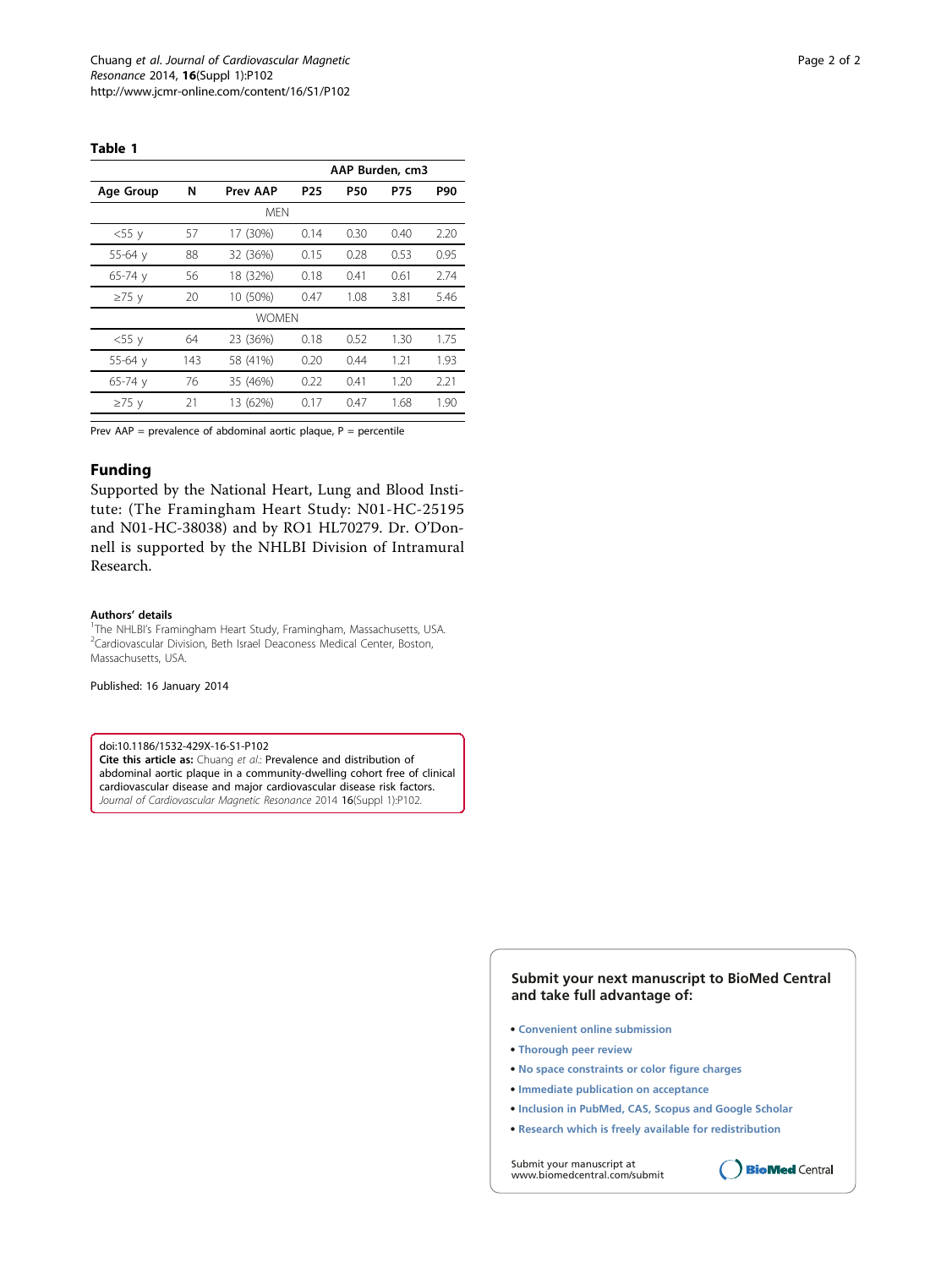**Table 1**

| | | | AAP Burden, cm3 | | | |
|---|---|---|---|---|---|---|
| **Age Group** | **N** | **Prev AAP** | **P25** | **P50** | **P75** | **P90** |
| | | | MEN | | | |
| <55 y | 57 | 17 (30%) | 0.14 | 0.30 | 0.40 | 2.20 |
| 55-64 y | 88 | 32 (36%) | 0.15 | 0.28 | 0.53 | 0.95 |
| 65-74 y | 56 | 18 (32%) | 0.18 | 0.41 | 0.61 | 2.74 |
| ≥75 y | 20 | 10 (50%) | 0.47 | 1.08 | 3.81 | 5.46 |
| | | | WOMEN | | | |
| <55 y | 64 | 23 (36%) | 0.18 | 0.52 | 1.30 | 1.75 |
| 55-64 y | 143 | 58 (41%) | 0.20 | 0.44 | 1.21 | 1.93 |
| 65-74 y | 76 | 35 (46%) | 0.22 | 0.41 | 1.20 | 2.21 |
| ≥75 y | 21 | 13 (62%) | 0.17 | 0.47 | 1.68 | 1.90 |

Prev AAP = prevalence of abdominal aortic plaque, P = percentile

## Funding

Supported by the National Heart, Lung and Blood Institute: (The Framingham Heart Study: N01-HC-25195 and N01-HC-38038) and by RO1 HL70279. Dr. O'Donnell is supported by the NHLBI Division of Intramural Research.

#### Authors' details

[1]The NHLBI's Framingham Heart Study, Framingham, Massachusetts, USA. [2]Cardiovascular Division, Beth Israel Deaconess Medical Center, Boston, Massachusetts, USA.

Published: 16 January 2014

doi:10.1186/1532-429X-16-S1-P102

**Cite this article as:** Chuang *et al.*: Prevalence and distribution of abdominal aortic plaque in a community-dwelling cohort free of clinical cardiovascular disease and major cardiovascular disease risk factors. *Journal of Cardiovascular Magnetic Resonance* 2014 **16**(Suppl 1):P102.

**Submit your next manuscript to BioMed Central and take full advantage of:**

- Convenient online submission
- Thorough peer review
- No space constraints or color figure charges
- Immediate publication on acceptance
- Inclusion in PubMed, CAS, Scopus and Google Scholar
- Research which is freely available for redistribution

Submit your manuscript at www.biomedcentral.com/submit

BioMed Central